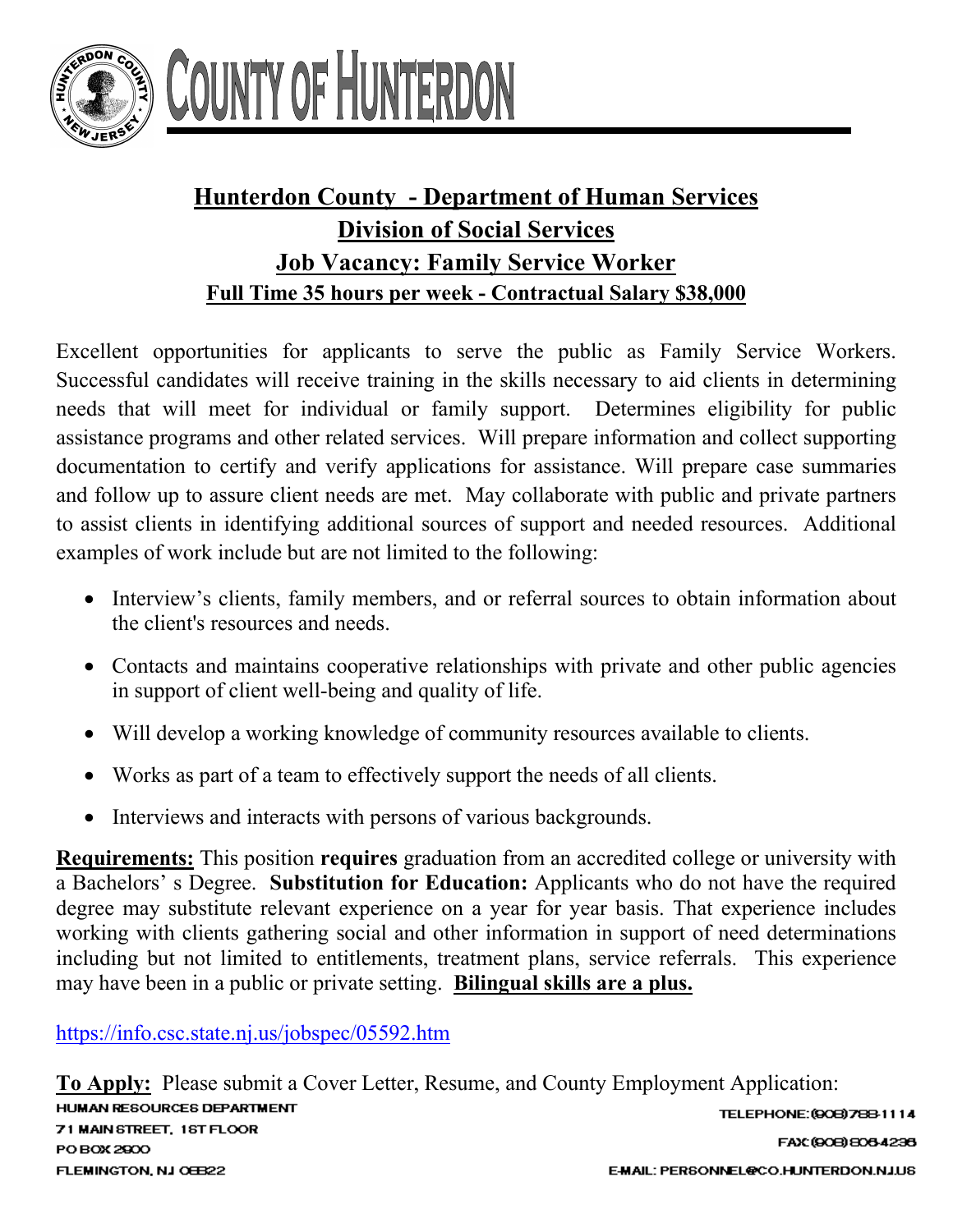# COUNTY OF HUNTERDON

## Hunterdon County - Department of Human Services

## Division of Social Services

## Job Vacancy: Family Service Worker

### Full Time 35 hours per week - Contractual Salary $38,000

Excellent opportunities for applicants to serve the public as Family Service Workers. Successful candidates will receive training in the skills necessary to aid clients in determining needs that will meet for individual or family support. Determines eligibility for public assistance programs and other related services. Will prepare information and collect supporting documentation to certify and verify applications for assistance. Will prepare case summaries and follow up to assure client needs are met. May collaborate with public and private partners to assist clients in identifying additional sources of support and needed resources. Additional examples of work include but are not limited to the following:

- Interview's clients, family members, and or referral sources to obtain information about the client's resources and needs.
- Contacts and maintains cooperative relationships with private and other public agencies in support of client well-being and quality of life.
- Will develop a working knowledge of community resources available to clients.
- Works as part of a team to effectively support the needs of all clients.
- Interviews and interacts with persons of various backgrounds.

**Requirements:** This position **requires** graduation from an accredited college or university with a Bachelors' s Degree. **Substitution for Education:** Applicants who do not have the required degree may substitute relevant experience on a year for year basis. That experience includes working with clients gathering social and other information in support of need determinations including but not limited to entitlements, treatment plans, service referrals. This experience may have been in a public or private setting. **Bilingual skills are a plus.**

https://info.csc.state.nj.us/jobspec/05592.htm

**To Apply:** Please submit a Cover Letter, Resume, and County Employment Application:

HUMAN RESOURCES DEPARTMENT
71 MAIN STREET, 1ST FLOOR
PO BOX 2900
FLEMINGTON, NJ 08822

TELEPHONE: (908) 788-1114
FAX: (908) 806-4236
E-MAIL: PERSONNEL@CO.HUNTERDON.NJ.US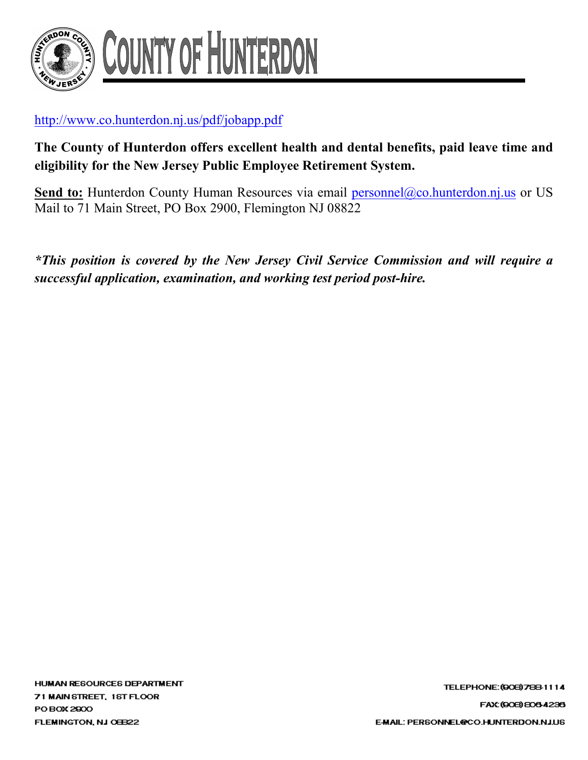http://www.co.hunterdon.nj.us/pdf/jobapp.pdf

**The County of Hunterdon offers excellent health and dental benefits, paid leave time and eligibility for the New Jersey Public Employee Retirement System.**

**Send to:** Hunterdon County Human Resources via email personnel@co.hunterdon.nj.us or US Mail to 71 Main Street, PO Box 2900, Flemington NJ 08822

***This position is covered by the New Jersey Civil Service Commission and will require a successful application, examination, and working test period post-hire.***